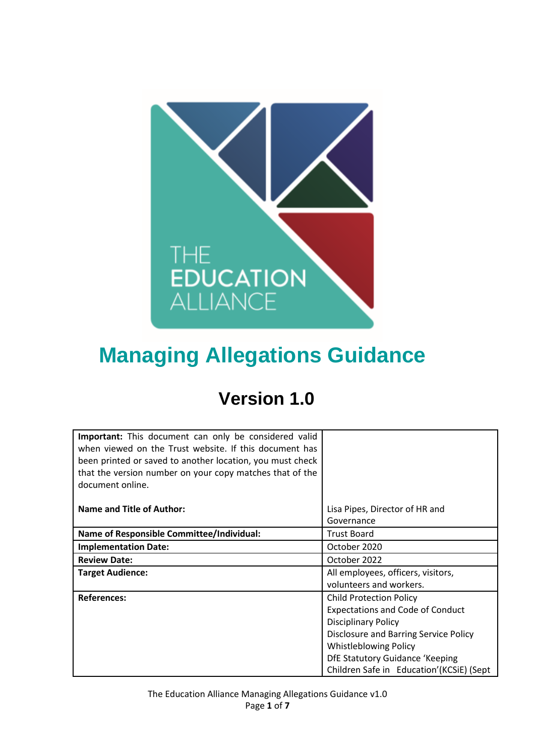# Managing Allegations Guidance

## Version 1.0

| **Important:** This document can only be considered valid when viewed on the Trust website. If this document has been printed or saved to another location, you must check that the version number on your copy matches that of the document online. | |
|---|---|
| **Name and Title of Author:** | Lisa Pipes, Director of HR and Governance |
| **Name of Responsible Committee/Individual:** | Trust Board |
| **Implementation Date:** | October 2020 |
| **Review Date:** | October 2022 |
| **Target Audience:** | All employees, officers, visitors, volunteers and workers. |
| **References:** | Child Protection Policy<br>Expectations and Code of Conduct<br>Disciplinary Policy<br>Disclosure and Barring Service Policy<br>Whistleblowing Policy<br>DfE Statutory Guidance 'Keeping Children Safe in Education'(KCSiE) (Sept |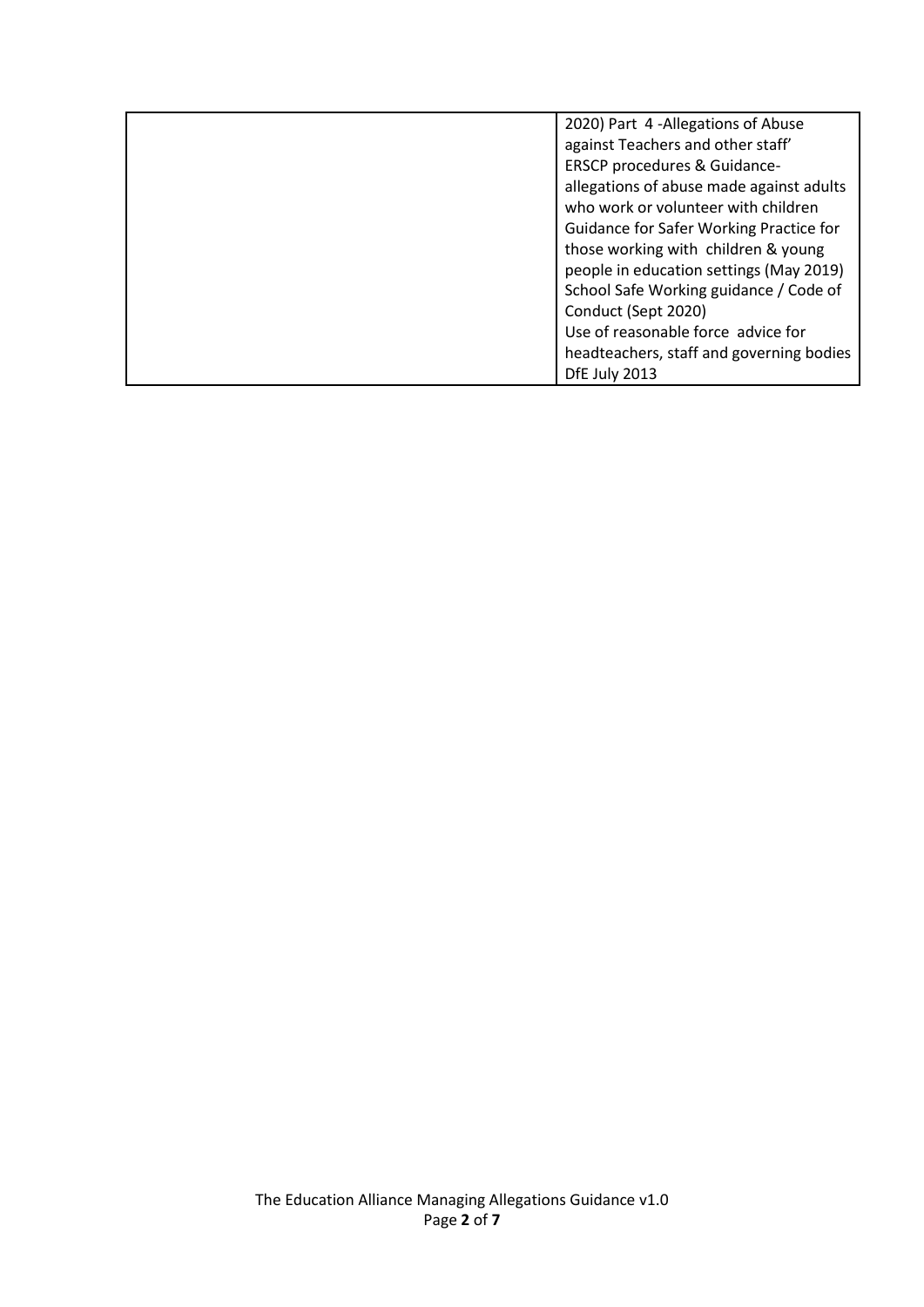| | |
|---|---|
| | 2020) Part 4 -Allegations of Abuse against Teachers and other staff'<br>ERSCP procedures & Guidance- allegations of abuse made against adults who work or volunteer with children<br>Guidance for Safer Working Practice for those working with children & young people in education settings (May 2019)<br>School Safe Working guidance / Code of Conduct (Sept 2020)<br>Use of reasonable force advice for headteachers, staff and governing bodies DfE July 2013 |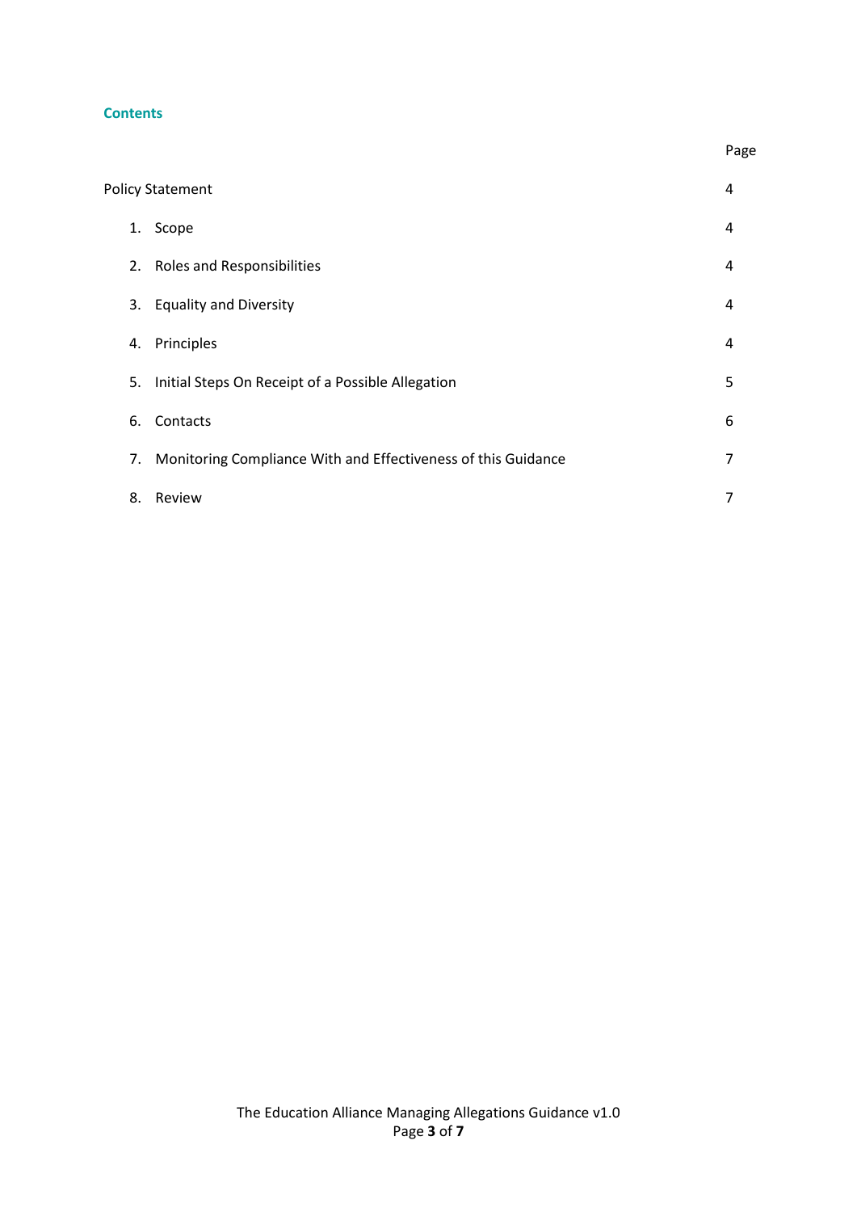## Contents

| | Page |
|---|---|
| Policy Statement | 4 |
| 1. Scope | 4 |
| 2. Roles and Responsibilities | 4 |
| 3. Equality and Diversity | 4 |
| 4. Principles | 4 |
| 5. Initial Steps On Receipt of a Possible Allegation | 5 |
| 6. Contacts | 6 |
| 7. Monitoring Compliance With and Effectiveness of this Guidance | 7 |
| 8. Review | 7 |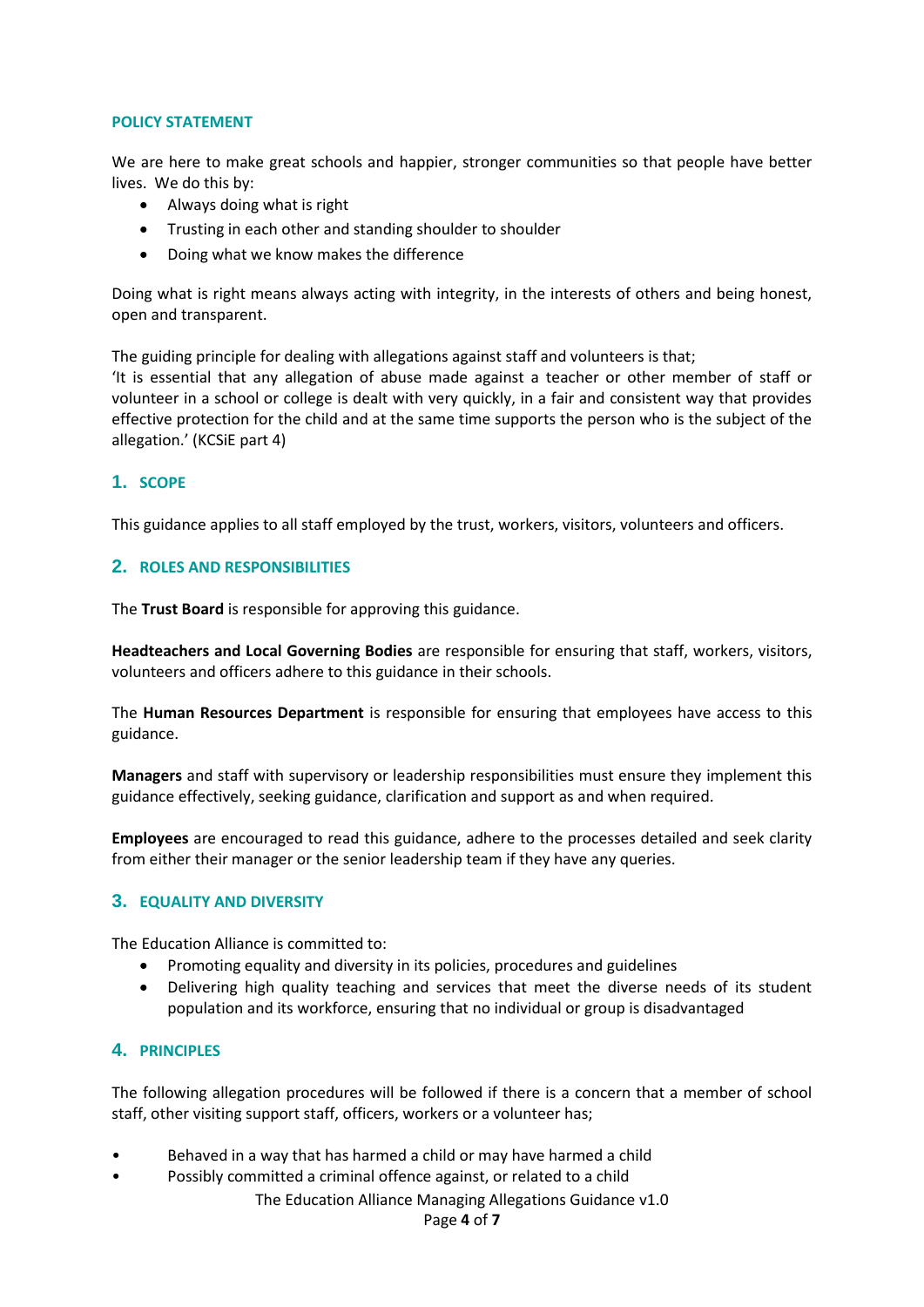## POLICY STATEMENT

We are here to make great schools and happier, stronger communities so that people have better lives. We do this by:

- Always doing what is right
- Trusting in each other and standing shoulder to shoulder
- Doing what we know makes the difference

Doing what is right means always acting with integrity, in the interests of others and being honest, open and transparent.

The guiding principle for dealing with allegations against staff and volunteers is that;
'It is essential that any allegation of abuse made against a teacher or other member of staff or volunteer in a school or college is dealt with very quickly, in a fair and consistent way that provides effective protection for the child and at the same time supports the person who is the subject of the allegation.' (KCSiE part 4)

## 1. SCOPE

This guidance applies to all staff employed by the trust, workers, visitors, volunteers and officers.

## 2. ROLES AND RESPONSIBILITIES

The **Trust Board** is responsible for approving this guidance.

**Headteachers and Local Governing Bodies** are responsible for ensuring that staff, workers, visitors, volunteers and officers adhere to this guidance in their schools.

The **Human Resources Department** is responsible for ensuring that employees have access to this guidance.

**Managers** and staff with supervisory or leadership responsibilities must ensure they implement this guidance effectively, seeking guidance, clarification and support as and when required.

**Employees** are encouraged to read this guidance, adhere to the processes detailed and seek clarity from either their manager or the senior leadership team if they have any queries.

## 3. EQUALITY AND DIVERSITY

The Education Alliance is committed to:

- Promoting equality and diversity in its policies, procedures and guidelines
- Delivering high quality teaching and services that meet the diverse needs of its student population and its workforce, ensuring that no individual or group is disadvantaged

## 4. PRINCIPLES

The following allegation procedures will be followed if there is a concern that a member of school staff, other visiting support staff, officers, workers or a volunteer has;

- Behaved in a way that has harmed a child or may have harmed a child
- Possibly committed a criminal offence against, or related to a child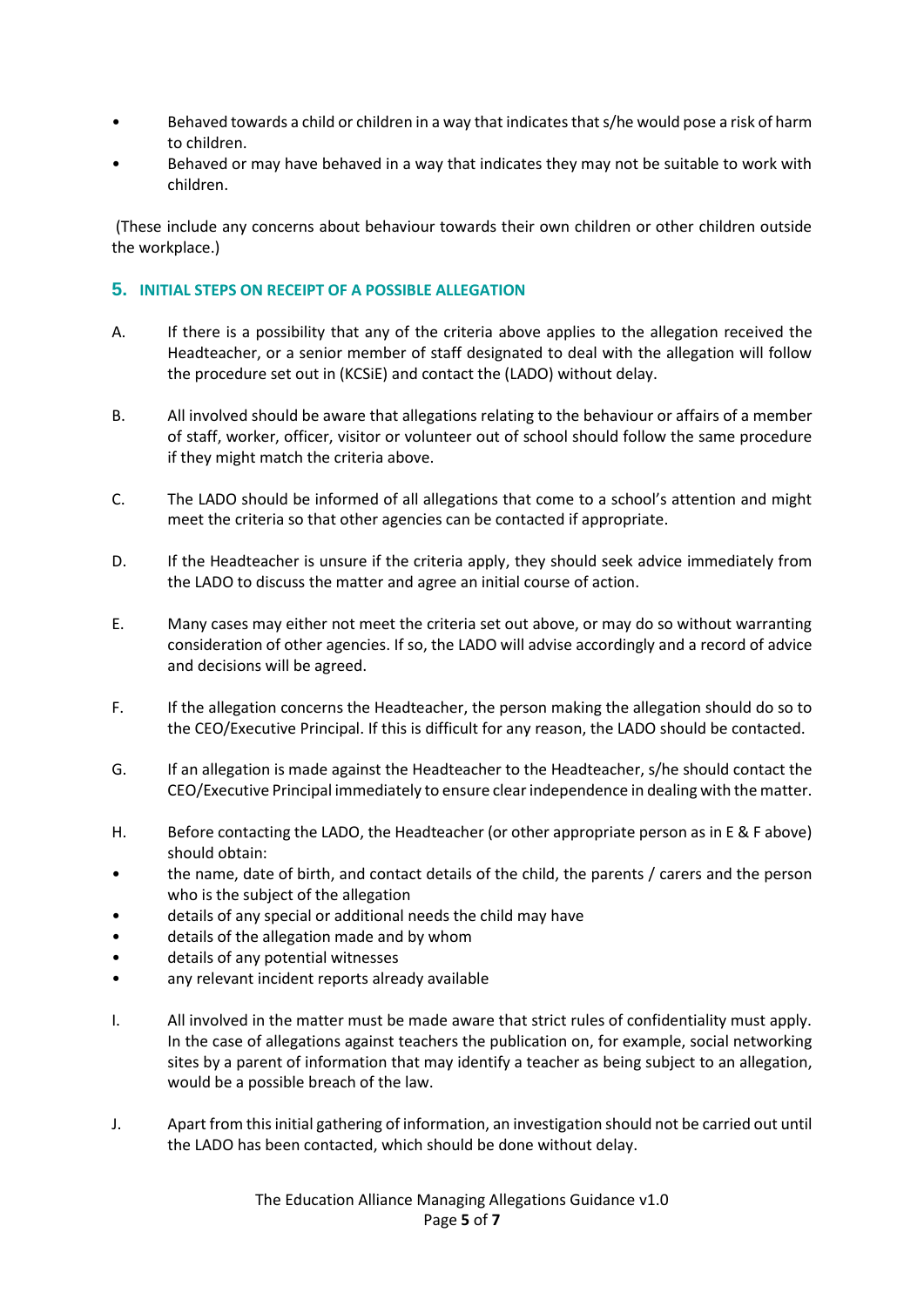- Behaved towards a child or children in a way that indicates that s/he would pose a risk of harm to children.
- Behaved or may have behaved in a way that indicates they may not be suitable to work with children.

(These include any concerns about behaviour towards their own children or other children outside the workplace.)

## 5. INITIAL STEPS ON RECEIPT OF A POSSIBLE ALLEGATION

A. If there is a possibility that any of the criteria above applies to the allegation received the Headteacher, or a senior member of staff designated to deal with the allegation will follow the procedure set out in (KCSiE) and contact the (LADO) without delay.

B. All involved should be aware that allegations relating to the behaviour or affairs of a member of staff, worker, officer, visitor or volunteer out of school should follow the same procedure if they might match the criteria above.

C. The LADO should be informed of all allegations that come to a school's attention and might meet the criteria so that other agencies can be contacted if appropriate.

D. If the Headteacher is unsure if the criteria apply, they should seek advice immediately from the LADO to discuss the matter and agree an initial course of action.

E. Many cases may either not meet the criteria set out above, or may do so without warranting consideration of other agencies. If so, the LADO will advise accordingly and a record of advice and decisions will be agreed.

F. If the allegation concerns the Headteacher, the person making the allegation should do so to the CEO/Executive Principal. If this is difficult for any reason, the LADO should be contacted.

G. If an allegation is made against the Headteacher to the Headteacher, s/he should contact the CEO/Executive Principal immediately to ensure clear independence in dealing with the matter.

H. Before contacting the LADO, the Headteacher (or other appropriate person as in E & F above) should obtain:

- the name, date of birth, and contact details of the child, the parents / carers and the person who is the subject of the allegation
- details of any special or additional needs the child may have
- details of the allegation made and by whom
- details of any potential witnesses
- any relevant incident reports already available

I. All involved in the matter must be made aware that strict rules of confidentiality must apply. In the case of allegations against teachers the publication on, for example, social networking sites by a parent of information that may identify a teacher as being subject to an allegation, would be a possible breach of the law.

J. Apart from this initial gathering of information, an investigation should not be carried out until the LADO has been contacted, which should be done without delay.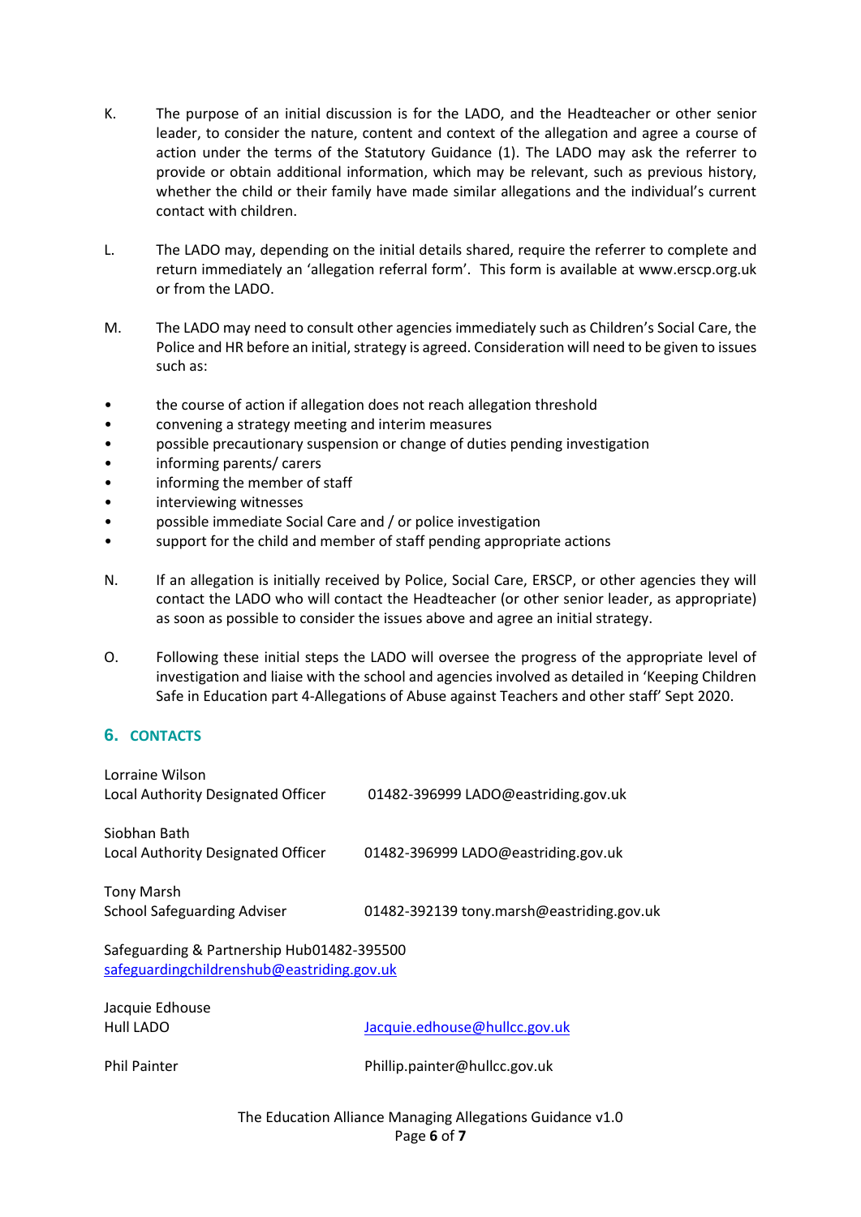K. The purpose of an initial discussion is for the LADO, and the Headteacher or other senior leader, to consider the nature, content and context of the allegation and agree a course of action under the terms of the Statutory Guidance (1). The LADO may ask the referrer to provide or obtain additional information, which may be relevant, such as previous history, whether the child or their family have made similar allegations and the individual's current contact with children.

L. The LADO may, depending on the initial details shared, require the referrer to complete and return immediately an 'allegation referral form'. This form is available at www.erscp.org.uk or from the LADO.

M. The LADO may need to consult other agencies immediately such as Children's Social Care, the Police and HR before an initial, strategy is agreed. Consideration will need to be given to issues such as:

- the course of action if allegation does not reach allegation threshold
- convening a strategy meeting and interim measures
- possible precautionary suspension or change of duties pending investigation
- informing parents/ carers
- informing the member of staff
- interviewing witnesses
- possible immediate Social Care and / or police investigation
- support for the child and member of staff pending appropriate actions

N. If an allegation is initially received by Police, Social Care, ERSCP, or other agencies they will contact the LADO who will contact the Headteacher (or other senior leader, as appropriate) as soon as possible to consider the issues above and agree an initial strategy.

O. Following these initial steps the LADO will oversee the progress of the appropriate level of investigation and liaise with the school and agencies involved as detailed in 'Keeping Children Safe in Education part 4-Allegations of Abuse against Teachers and other staff' Sept 2020.

## 6. CONTACTS

Lorraine Wilson
Local Authority Designated Officer 01482-396999 LADO@eastriding.gov.uk

Siobhan Bath
Local Authority Designated Officer 01482-396999 LADO@eastriding.gov.uk

Tony Marsh
School Safeguarding Adviser 01482-392139 tony.marsh@eastriding.gov.uk

Safeguarding & Partnership Hub 01482-395500
safeguardingchildrenshub@eastriding.gov.uk

Jacquie Edhouse
Hull LADO Jacquie.edhouse@hullcc.gov.uk

Phil Painter Phillip.painter@hullcc.gov.uk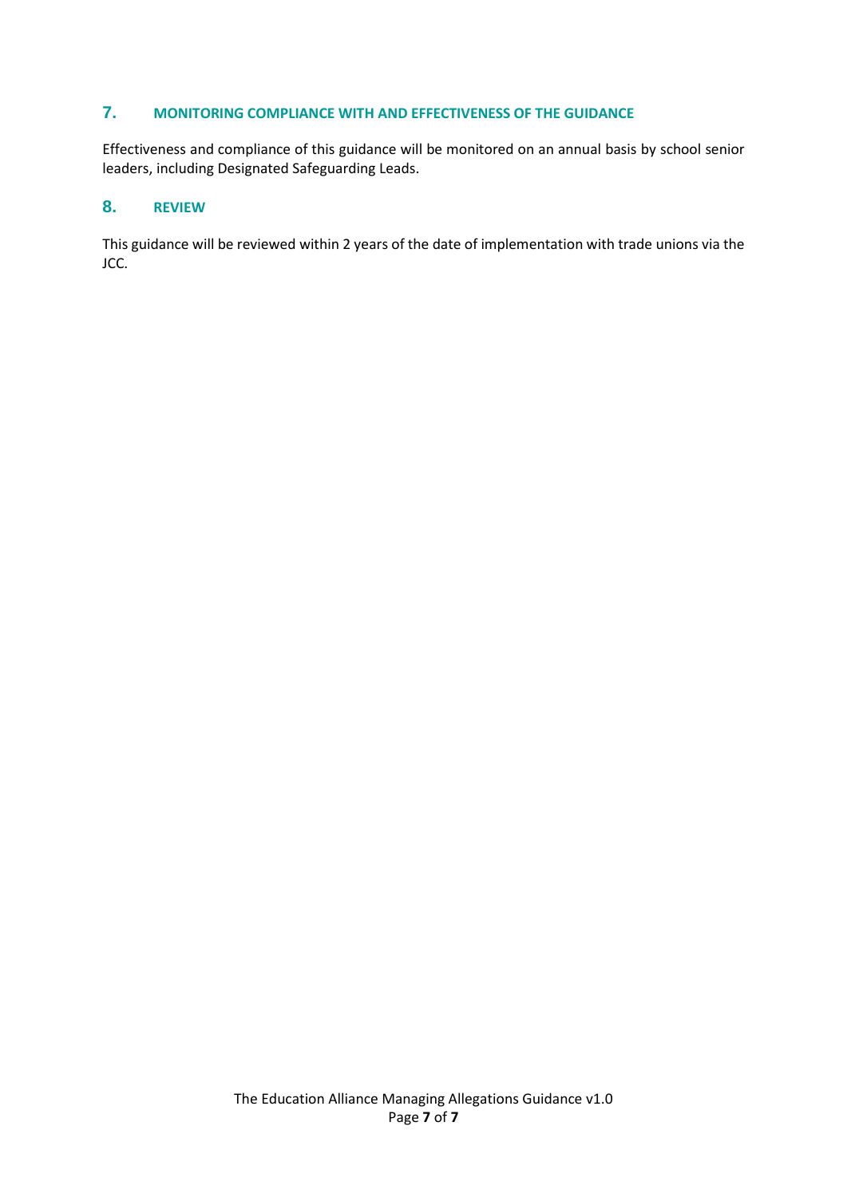## 7. MONITORING COMPLIANCE WITH AND EFFECTIVENESS OF THE GUIDANCE

Effectiveness and compliance of this guidance will be monitored on an annual basis by school senior leaders, including Designated Safeguarding Leads.

## 8. REVIEW

This guidance will be reviewed within 2 years of the date of implementation with trade unions via the JCC.